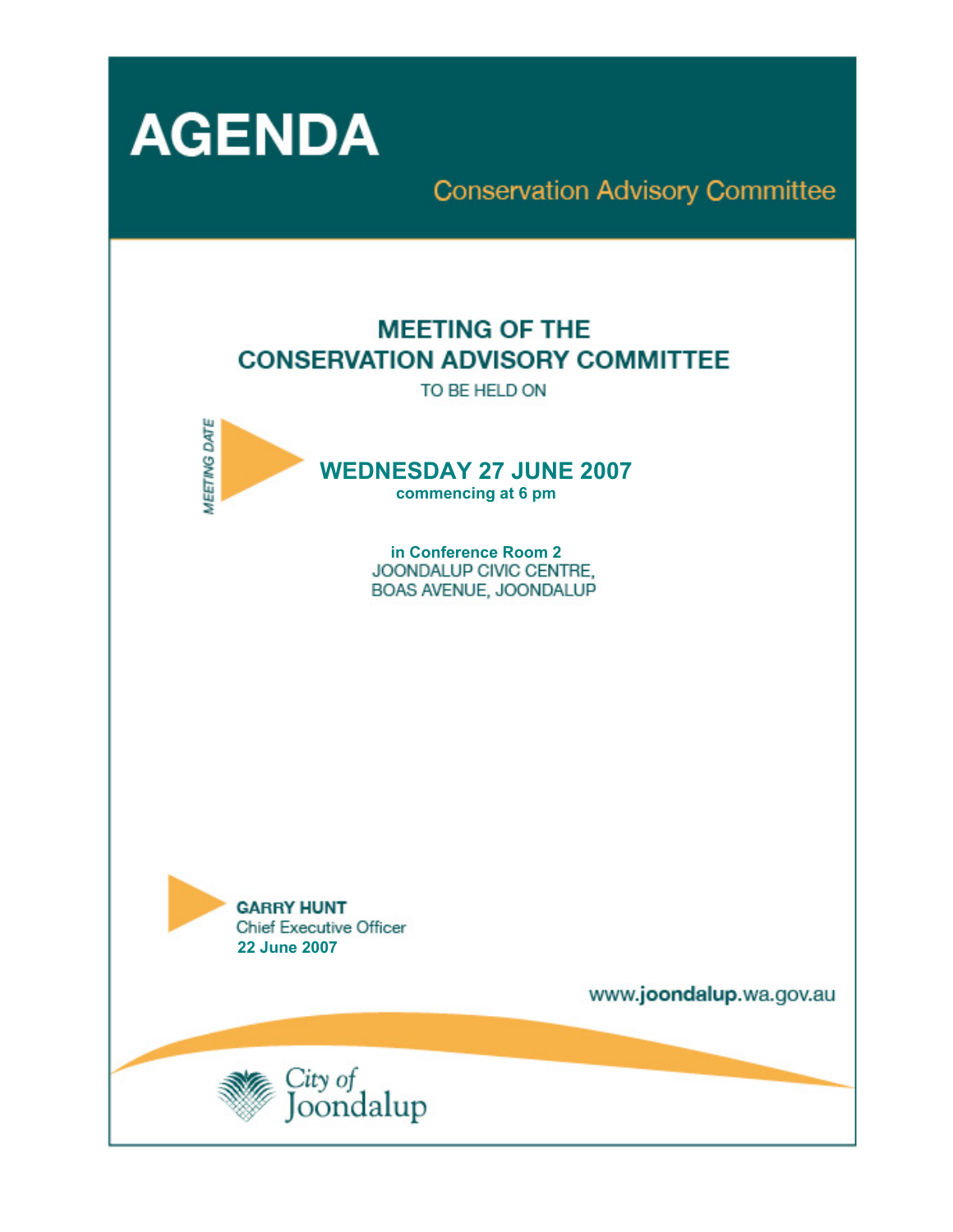# AGENDA

## Conservation Advisory Committee

## MEETING OF THE CONSERVATION ADVISORY COMMITTEE

TO BE HELD ON

*MEETING DATE*

**WEDNESDAY 27 JUNE 2007**
**commencing at 6 pm**

**in Conference Room 2**
JOONDALUP CIVIC CENTRE,
BOAS AVENUE, JOONDALUP

**GARRY HUNT**
Chief Executive Officer
**22 June 2007**

www.**joondalup**.wa.gov.au

City of Joondalup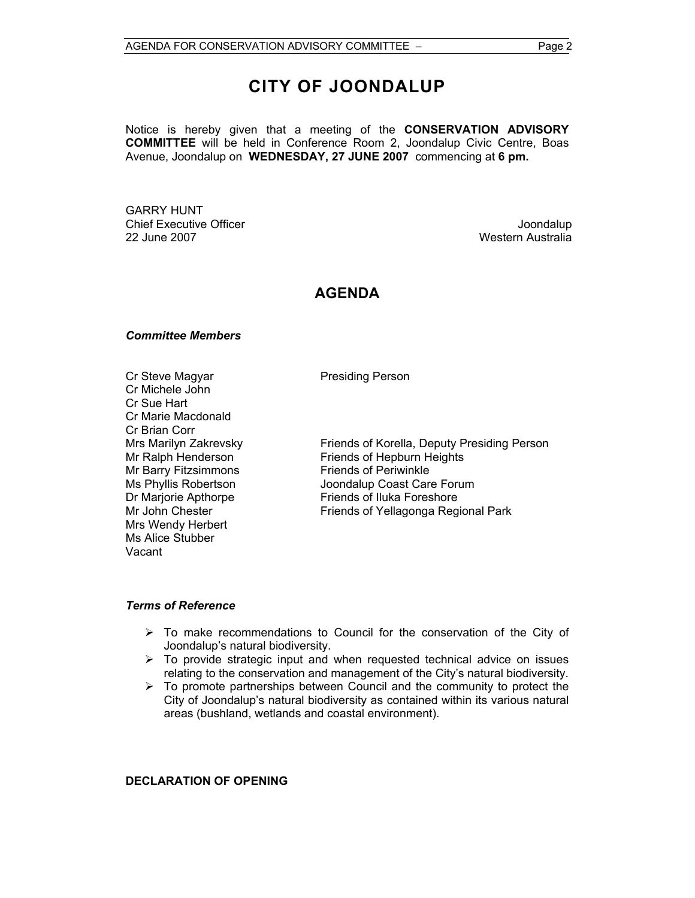# CITY OF JOONDALUP

Notice is hereby given that a meeting of the **CONSERVATION ADVISORY COMMITTEE** will be held in Conference Room 2, Joondalup Civic Centre, Boas Avenue, Joondalup on **WEDNESDAY, 27 JUNE 2007** commencing at **6 pm.**

GARRY HUNT
Chief Executive Officer
22 June 2007

Joondalup
Western Australia

## AGENDA

### *Committee Members*

| | |
|---|---|
| Cr Steve Magyar | Presiding Person |
| Cr Michele John | |
| Cr Sue Hart | |
| Cr Marie Macdonald | |
| Cr Brian Corr | |
| Mrs Marilyn Zakrevsky | Friends of Korella, Deputy Presiding Person |
| Mr Ralph Henderson | Friends of Hepburn Heights |
| Mr Barry Fitzsimmons | Friends of Periwinkle |
| Ms Phyllis Robertson | Joondalup Coast Care Forum |
| Dr Marjorie Apthorpe | Friends of Iluka Foreshore |
| Mr John Chester | Friends of Yellagonga Regional Park |
| Mrs Wendy Herbert | |
| Ms Alice Stubber | |
| Vacant | |

### *Terms of Reference*

- To make recommendations to Council for the conservation of the City of Joondalup's natural biodiversity.
- To provide strategic input and when requested technical advice on issues relating to the conservation and management of the City's natural biodiversity.
- To promote partnerships between Council and the community to protect the City of Joondalup's natural biodiversity as contained within its various natural areas (bushland, wetlands and coastal environment).

**DECLARATION OF OPENING**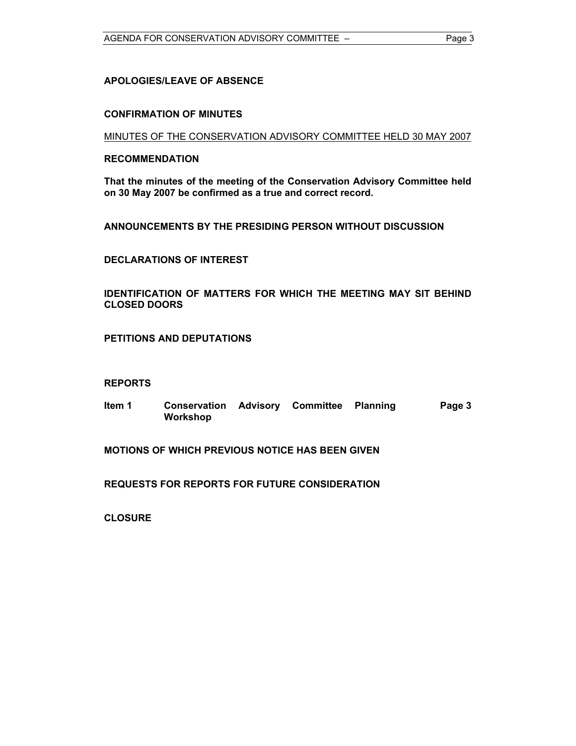**APOLOGIES/LEAVE OF ABSENCE**

**CONFIRMATION OF MINUTES**

MINUTES OF THE CONSERVATION ADVISORY COMMITTEE HELD 30 MAY 2007

**RECOMMENDATION**

**That the minutes of the meeting of the Conservation Advisory Committee held on 30 May 2007 be confirmed as a true and correct record.**

**ANNOUNCEMENTS BY THE PRESIDING PERSON WITHOUT DISCUSSION**

**DECLARATIONS OF INTEREST**

**IDENTIFICATION OF MATTERS FOR WHICH THE MEETING MAY SIT BEHIND CLOSED DOORS**

**PETITIONS AND DEPUTATIONS**

**REPORTS**

| | | |
|---|---|---|
| **Item 1** | **Conservation Advisory Committee Planning Workshop** | **Page 3** |

**MOTIONS OF WHICH PREVIOUS NOTICE HAS BEEN GIVEN**

**REQUESTS FOR REPORTS FOR FUTURE CONSIDERATION**

**CLOSURE**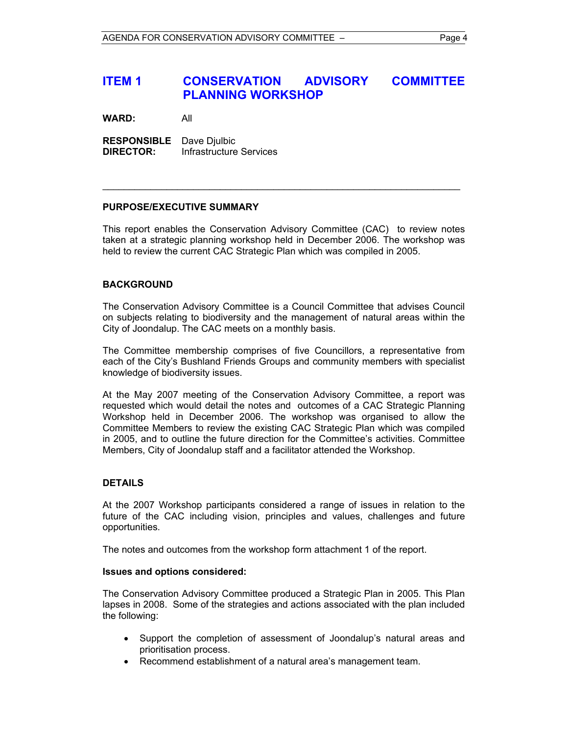# ITEM 1 CONSERVATION ADVISORY COMMITTEE PLANNING WORKSHOP

**WARD:** All

**RESPONSIBLE DIRECTOR:** Dave Djulbic
Infrastructure Services

---

## PURPOSE/EXECUTIVE SUMMARY

This report enables the Conservation Advisory Committee (CAC) to review notes taken at a strategic planning workshop held in December 2006. The workshop was held to review the current CAC Strategic Plan which was compiled in 2005.

## BACKGROUND

The Conservation Advisory Committee is a Council Committee that advises Council on subjects relating to biodiversity and the management of natural areas within the City of Joondalup. The CAC meets on a monthly basis.

The Committee membership comprises of five Councillors, a representative from each of the City's Bushland Friends Groups and community members with specialist knowledge of biodiversity issues.

At the May 2007 meeting of the Conservation Advisory Committee, a report was requested which would detail the notes and outcomes of a CAC Strategic Planning Workshop held in December 2006. The workshop was organised to allow the Committee Members to review the existing CAC Strategic Plan which was compiled in 2005, and to outline the future direction for the Committee's activities. Committee Members, City of Joondalup staff and a facilitator attended the Workshop.

## DETAILS

At the 2007 Workshop participants considered a range of issues in relation to the future of the CAC including vision, principles and values, challenges and future opportunities.

The notes and outcomes from the workshop form attachment 1 of the report.

### Issues and options considered:

The Conservation Advisory Committee produced a Strategic Plan in 2005. This Plan lapses in 2008. Some of the strategies and actions associated with the plan included the following:

- Support the completion of assessment of Joondalup's natural areas and prioritisation process.
- Recommend establishment of a natural area's management team.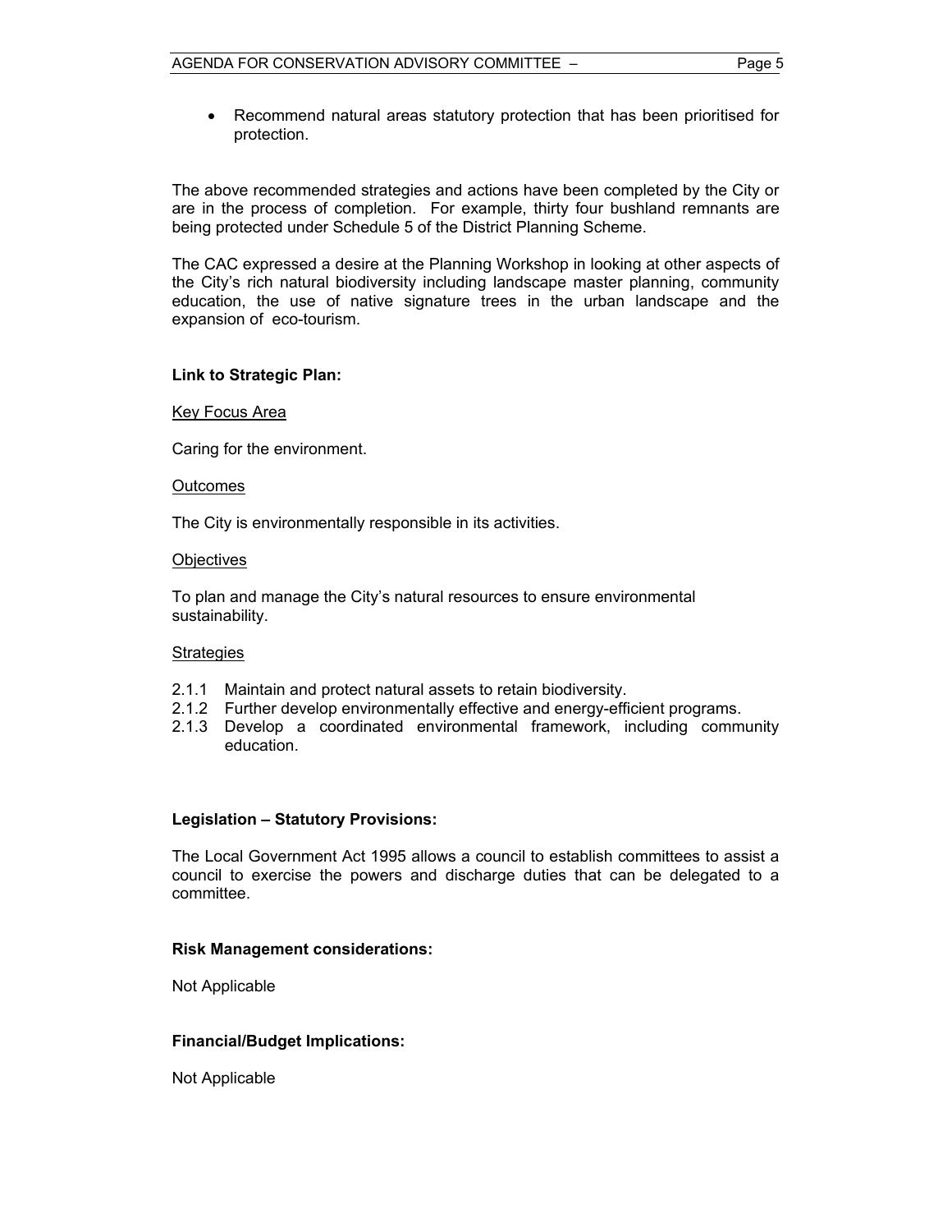- Recommend natural areas statutory protection that has been prioritised for protection.

The above recommended strategies and actions have been completed by the City or are in the process of completion. For example, thirty four bushland remnants are being protected under Schedule 5 of the District Planning Scheme.

The CAC expressed a desire at the Planning Workshop in looking at other aspects of the City's rich natural biodiversity including landscape master planning, community education, the use of native signature trees in the urban landscape and the expansion of eco-tourism.

**Link to Strategic Plan:**

Key Focus Area

Caring for the environment.

Outcomes

The City is environmentally responsible in its activities.

Objectives

To plan and manage the City's natural resources to ensure environmental sustainability.

Strategies

2.1.1 Maintain and protect natural assets to retain biodiversity.
2.1.2 Further develop environmentally effective and energy-efficient programs.
2.1.3 Develop a coordinated environmental framework, including community education.

**Legislation – Statutory Provisions:**

The Local Government Act 1995 allows a council to establish committees to assist a council to exercise the powers and discharge duties that can be delegated to a committee.

**Risk Management considerations:**

Not Applicable

**Financial/Budget Implications:**

Not Applicable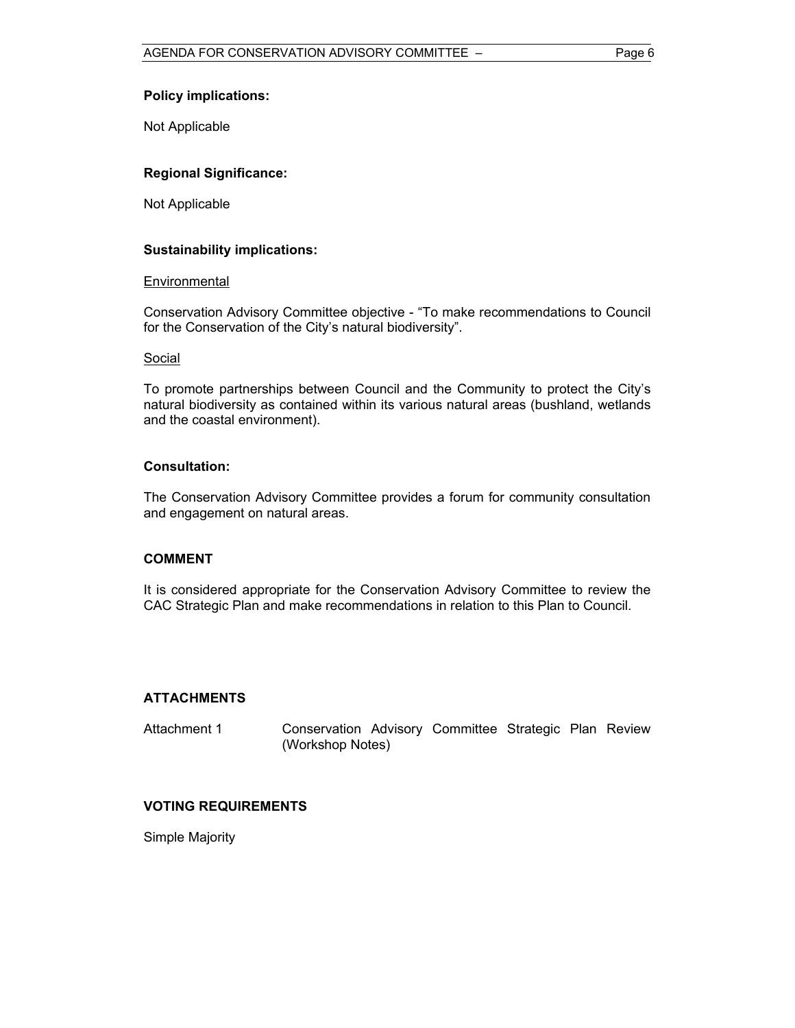**Policy implications:**

Not Applicable

**Regional Significance:**

Not Applicable

**Sustainability implications:**

Environmental

Conservation Advisory Committee objective - "To make recommendations to Council for the Conservation of the City's natural biodiversity".

Social

To promote partnerships between Council and the Community to protect the City's natural biodiversity as contained within its various natural areas (bushland, wetlands and the coastal environment).

**Consultation:**

The Conservation Advisory Committee provides a forum for community consultation and engagement on natural areas.

**COMMENT**

It is considered appropriate for the Conservation Advisory Committee to review the CAC Strategic Plan and make recommendations in relation to this Plan to Council.

**ATTACHMENTS**

Attachment 1 Conservation Advisory Committee Strategic Plan Review (Workshop Notes)

**VOTING REQUIREMENTS**

Simple Majority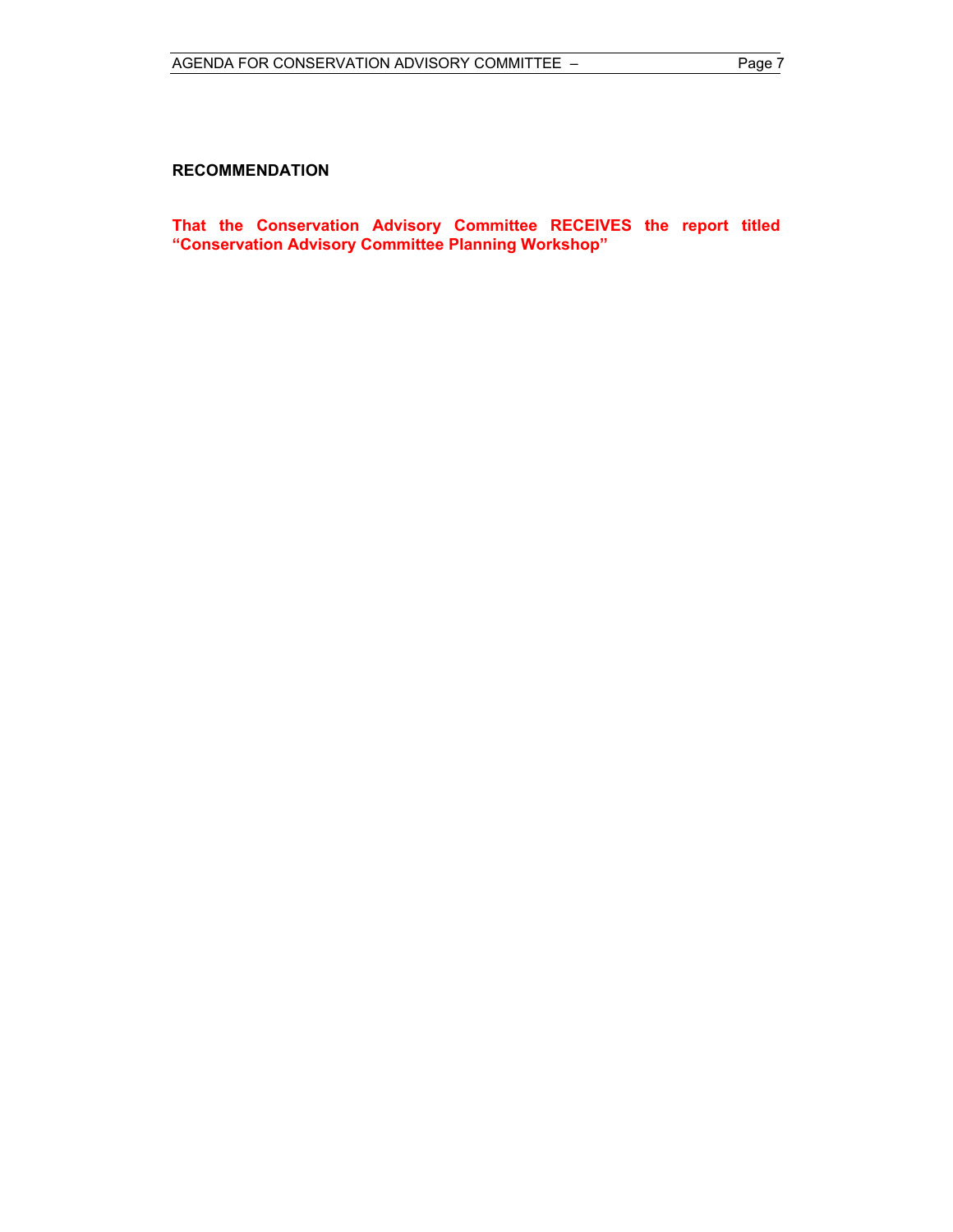**RECOMMENDATION**

**That the Conservation Advisory Committee RECEIVES the report titled "Conservation Advisory Committee Planning Workshop"**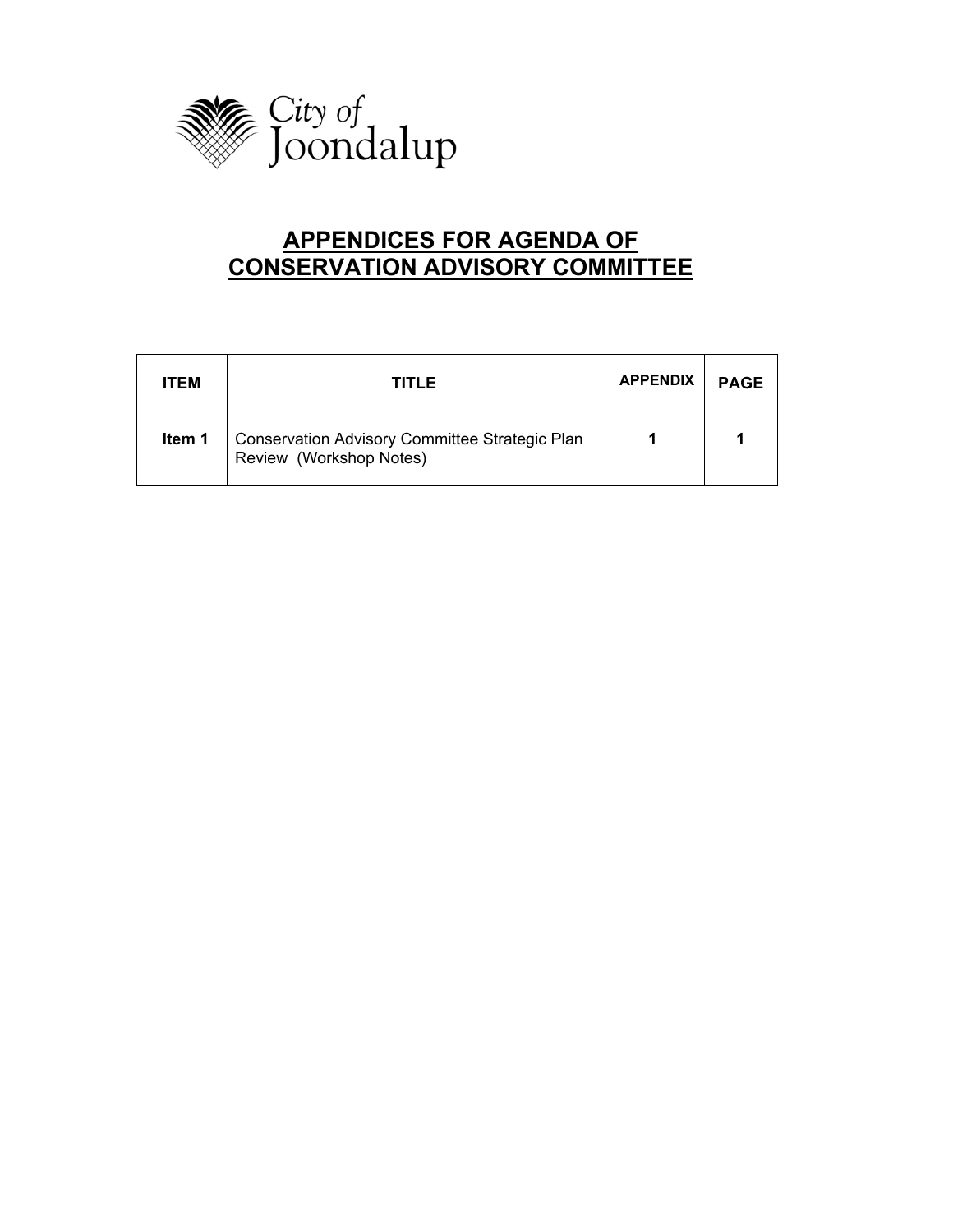City of Joondalup

# APPENDICES FOR AGENDA OF CONSERVATION ADVISORY COMMITTEE

| ITEM | TITLE | APPENDIX | PAGE |
|---|---|---|---|
| **Item 1** | Conservation Advisory Committee Strategic Plan Review (Workshop Notes) | **1** | **1** |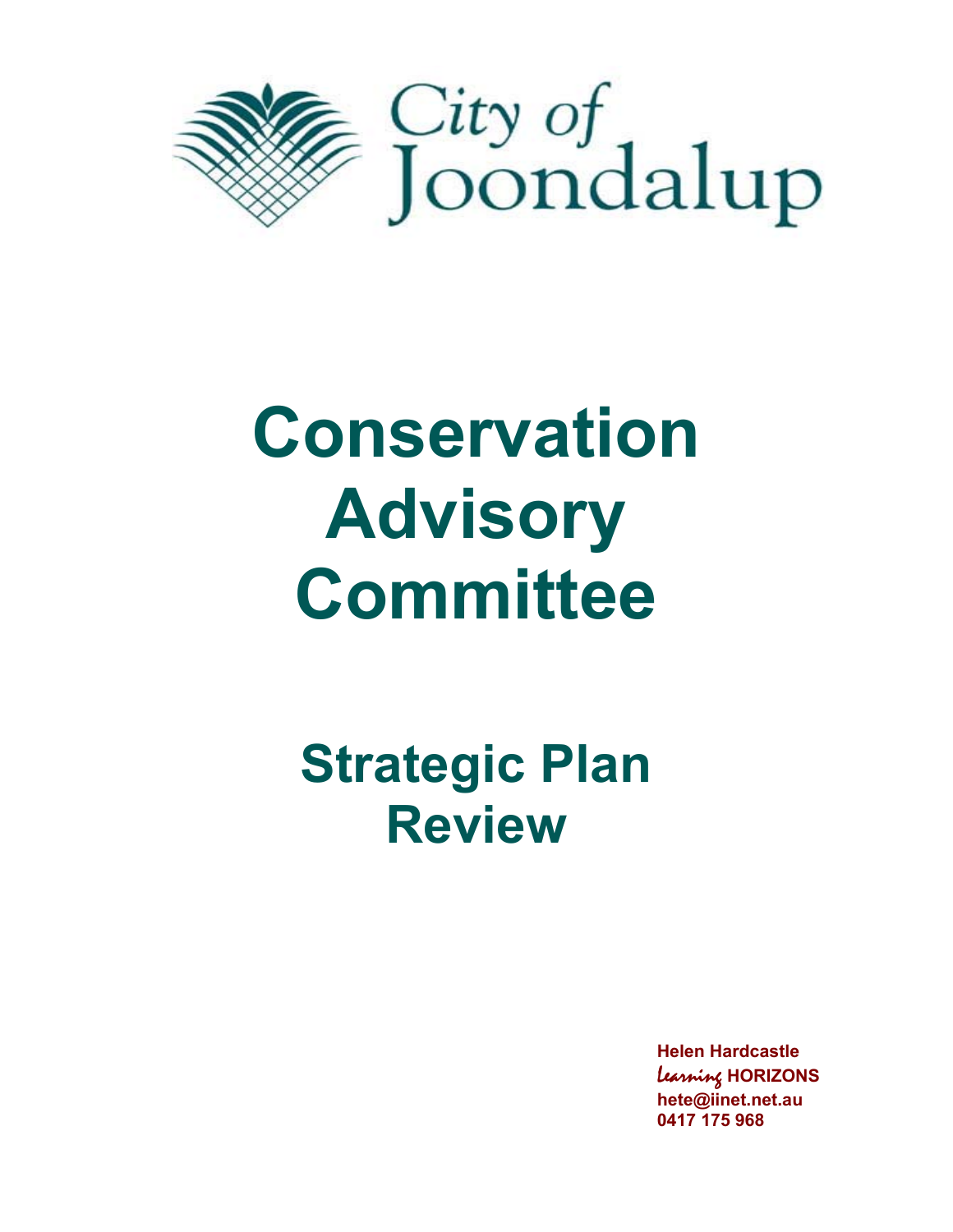City of Joondalup

# Conservation Advisory Committee

## Strategic Plan Review

**Helen Hardcastle**
***Learning* HORIZONS**
**hete@iinet.net.au**
**0417 175 968**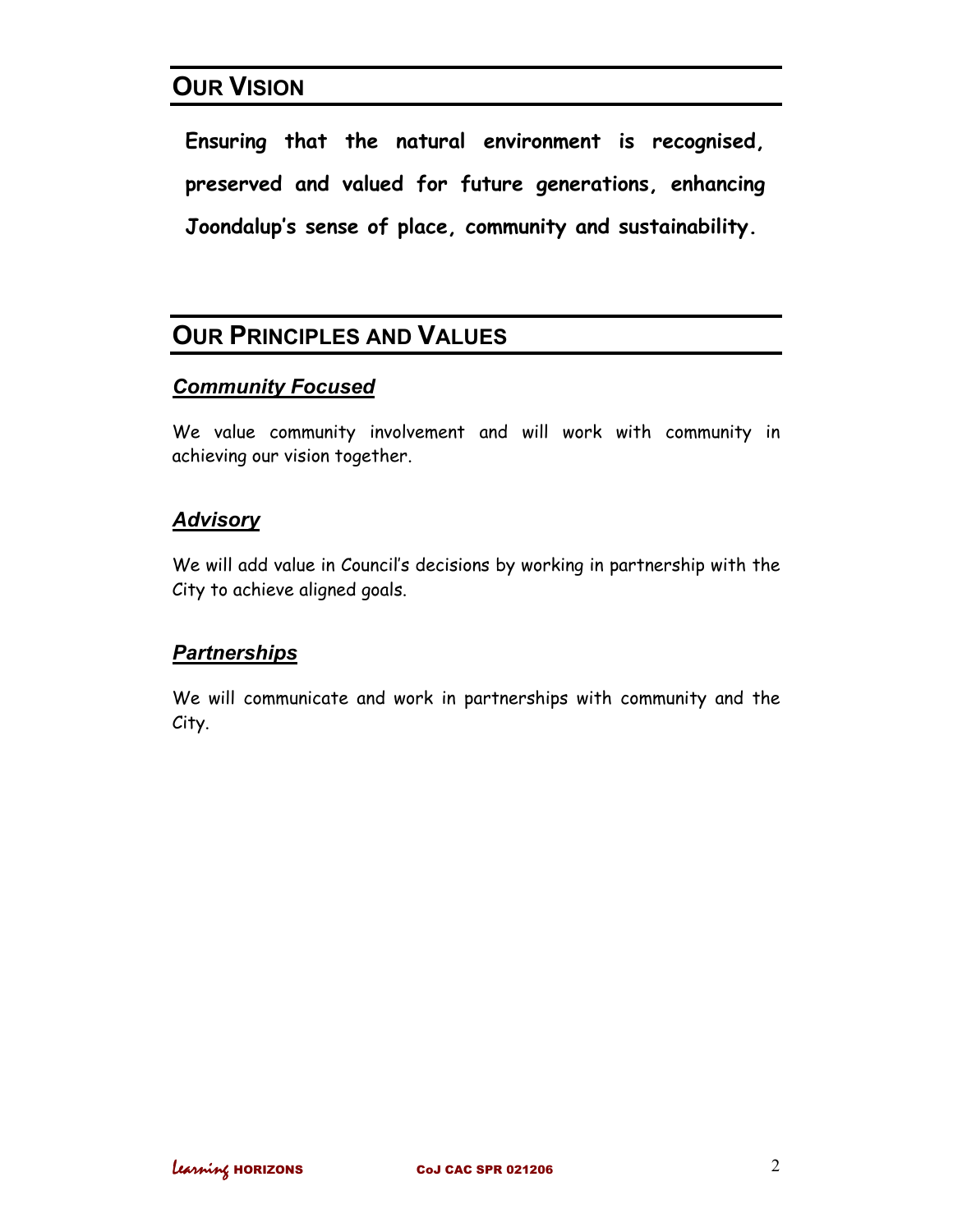## OUR VISION

**Ensuring that the natural environment is recognised, preserved and valued for future generations, enhancing Joondalup's sense of place, community and sustainability.**

## OUR PRINCIPLES AND VALUES

### *Community Focused*

We value community involvement and will work with community in achieving our vision together.

### *Advisory*

We will add value in Council's decisions by working in partnership with the City to achieve aligned goals.

### *Partnerships*

We will communicate and work in partnerships with community and the City.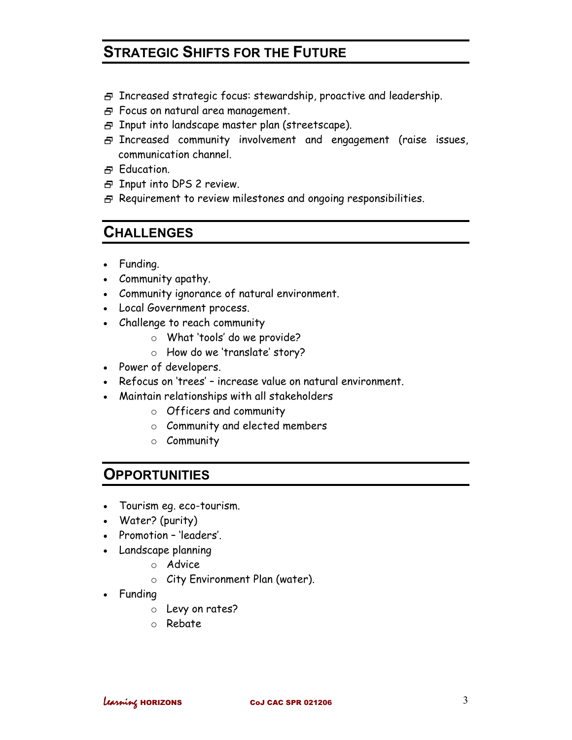## STRATEGIC SHIFTS FOR THE FUTURE

- Increased strategic focus: stewardship, proactive and leadership.
- Focus on natural area management.
- Input into landscape master plan (streetscape).
- Increased community involvement and engagement (raise issues, communication channel.
- Education.
- Input into DPS 2 review.
- Requirement to review milestones and ongoing responsibilities.

## CHALLENGES

- Funding.
- Community apathy.
- Community ignorance of natural environment.
- Local Government process.
- Challenge to reach community
  - What 'tools' do we provide?
  - How do we 'translate' story?
- Power of developers.
- Refocus on 'trees' – increase value on natural environment.
- Maintain relationships with all stakeholders
  - Officers and community
  - Community and elected members
  - Community

## OPPORTUNITIES

- Tourism eg. eco-tourism.
- Water? (purity)
- Promotion – 'leaders'.
- Landscape planning
  - Advice
  - City Environment Plan (water).
- Funding
  - Levy on rates?
  - Rebate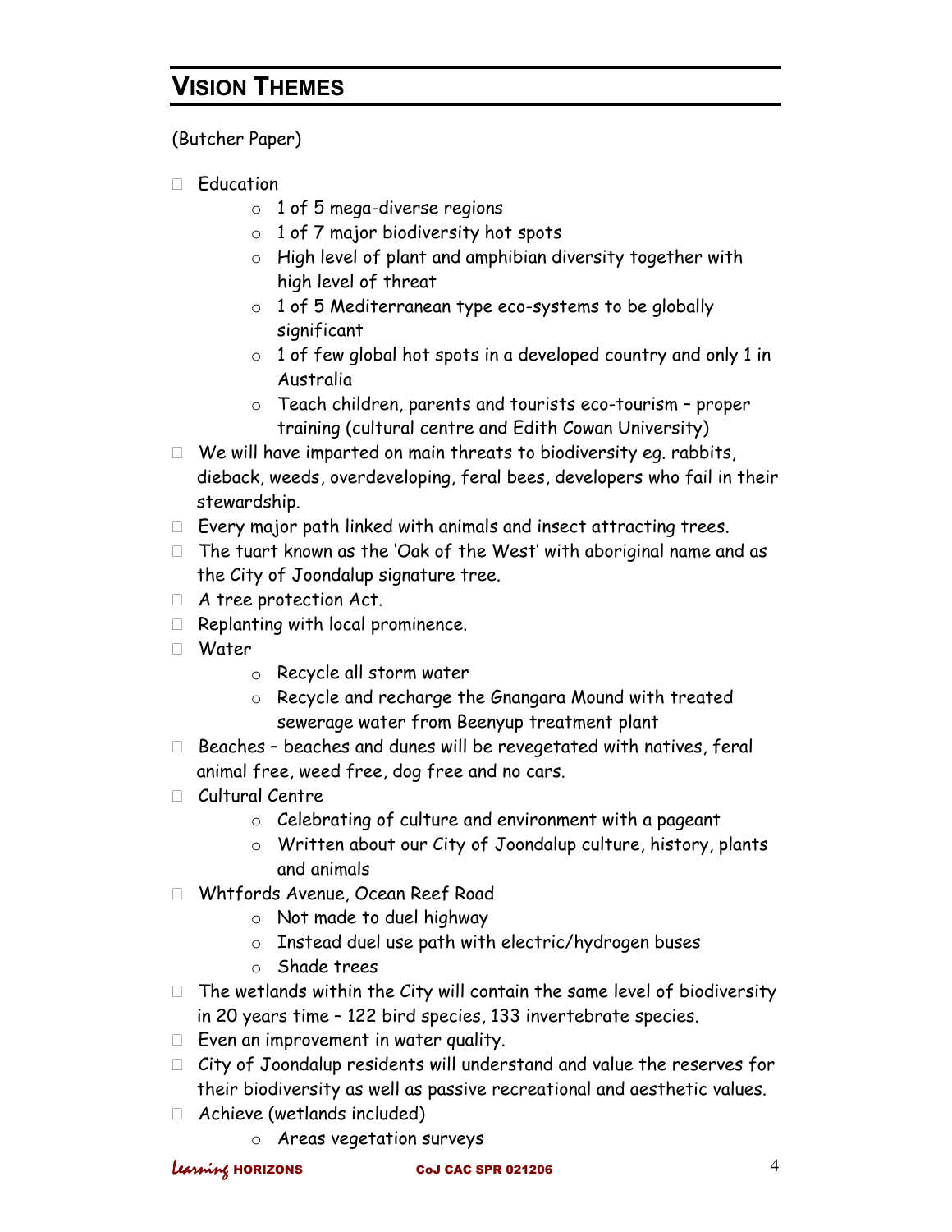## VISION THEMES

(Butcher Paper)

- Education
    - 1 of 5 mega-diverse regions
    - 1 of 7 major biodiversity hot spots
    - High level of plant and amphibian diversity together with high level of threat
    - 1 of 5 Mediterranean type eco-systems to be globally significant
    - 1 of few global hot spots in a developed country and only 1 in Australia
    - Teach children, parents and tourists eco-tourism – proper training (cultural centre and Edith Cowan University)
- We will have imparted on main threats to biodiversity eg. rabbits, dieback, weeds, overdeveloping, feral bees, developers who fail in their stewardship.
- Every major path linked with animals and insect attracting trees.
- The tuart known as the 'Oak of the West' with aboriginal name and as the City of Joondalup signature tree.
- A tree protection Act.
- Replanting with local prominence.
- Water
    - Recycle all storm water
    - Recycle and recharge the Gnangara Mound with treated sewerage water from Beenyup treatment plant
- Beaches – beaches and dunes will be revegetated with natives, feral animal free, weed free, dog free and no cars.
- Cultural Centre
    - Celebrating of culture and environment with a pageant
    - Written about our City of Joondalup culture, history, plants and animals
- Whtfords Avenue, Ocean Reef Road
    - Not made to duel highway
    - Instead duel use path with electric/hydrogen buses
    - Shade trees
- The wetlands within the City will contain the same level of biodiversity in 20 years time – 122 bird species, 133 invertebrate species.
- Even an improvement in water quality.
- City of Joondalup residents will understand and value the reserves for their biodiversity as well as passive recreational and aesthetic values.
- Achieve (wetlands included)
    - Areas vegetation surveys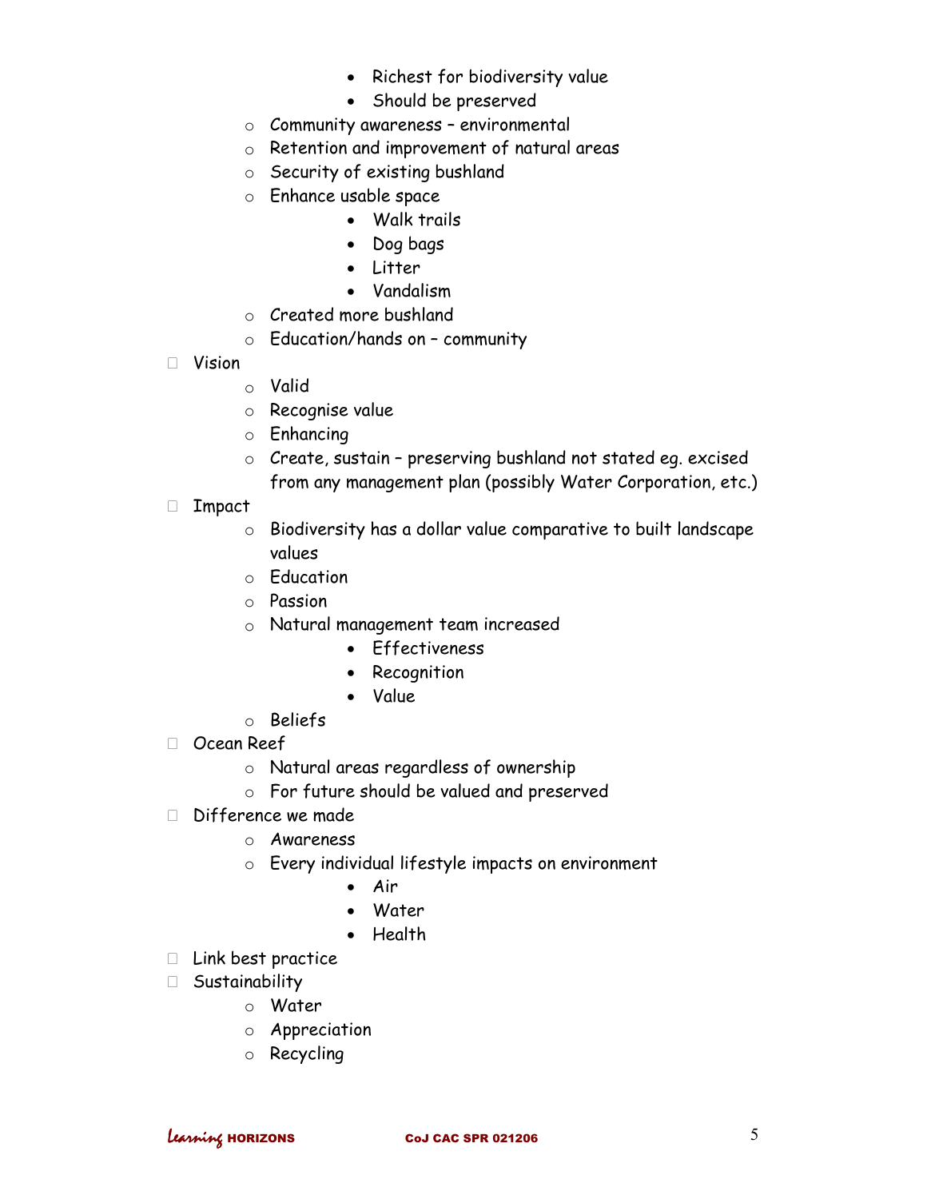- Richest for biodiversity value
        - Should be preserved
    - Community awareness – environmental
    - Retention and improvement of natural areas
    - Security of existing bushland
    - Enhance usable space
        - Walk trails
        - Dog bags
        - Litter
        - Vandalism
    - Created more bushland
    - Education/hands on – community
- Vision
    - Valid
    - Recognise value
    - Enhancing
    - Create, sustain – preserving bushland not stated eg. excised from any management plan (possibly Water Corporation, etc.)
- Impact
    - Biodiversity has a dollar value comparative to built landscape values
    - Education
    - Passion
    - Natural management team increased
        - Effectiveness
        - Recognition
        - Value
    - Beliefs
- Ocean Reef
    - Natural areas regardless of ownership
    - For future should be valued and preserved
- Difference we made
    - Awareness
    - Every individual lifestyle impacts on environment
        - Air
        - Water
        - Health
- Link best practice
- Sustainability
    - Water
    - Appreciation
    - Recycling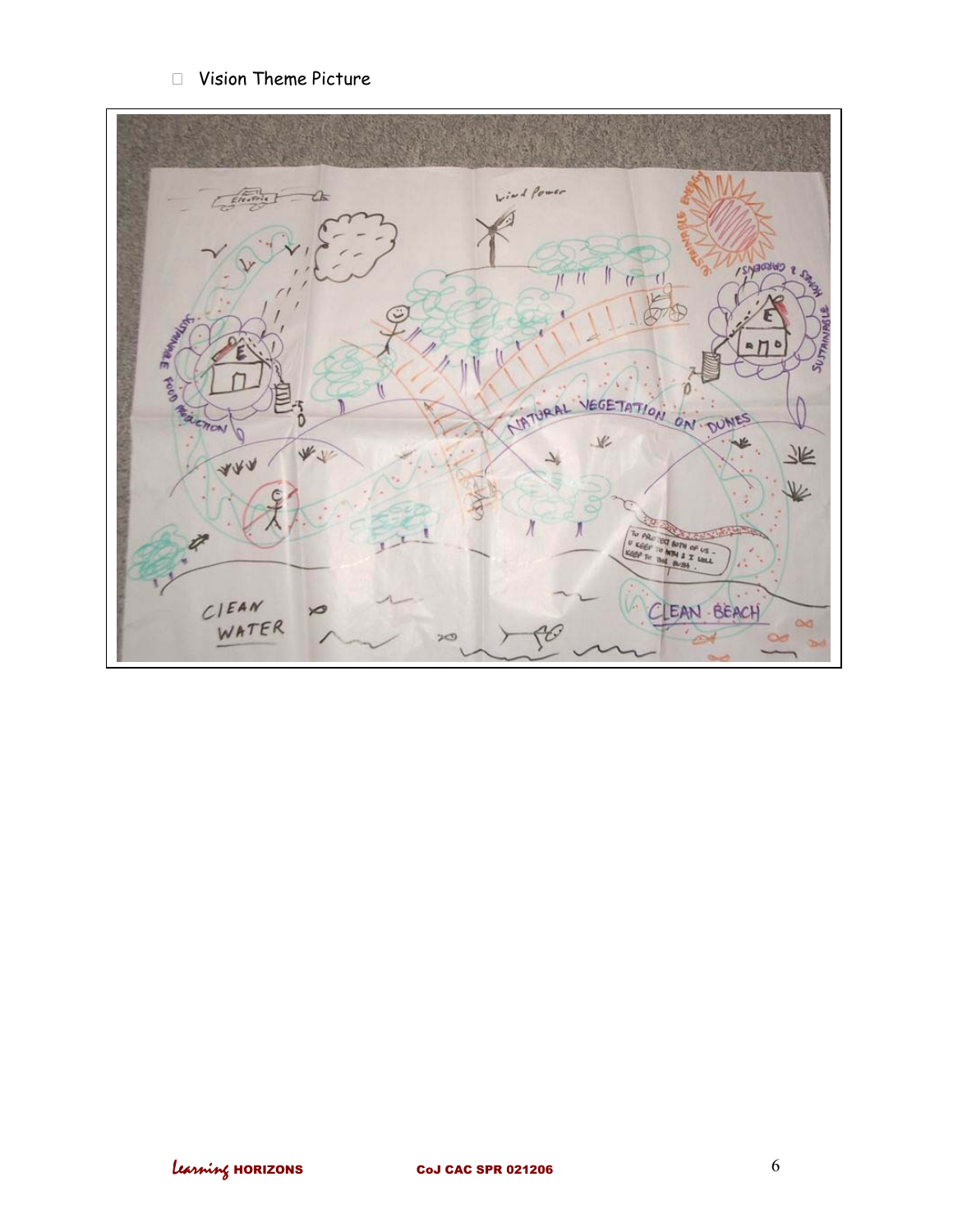- Vision Theme Picture